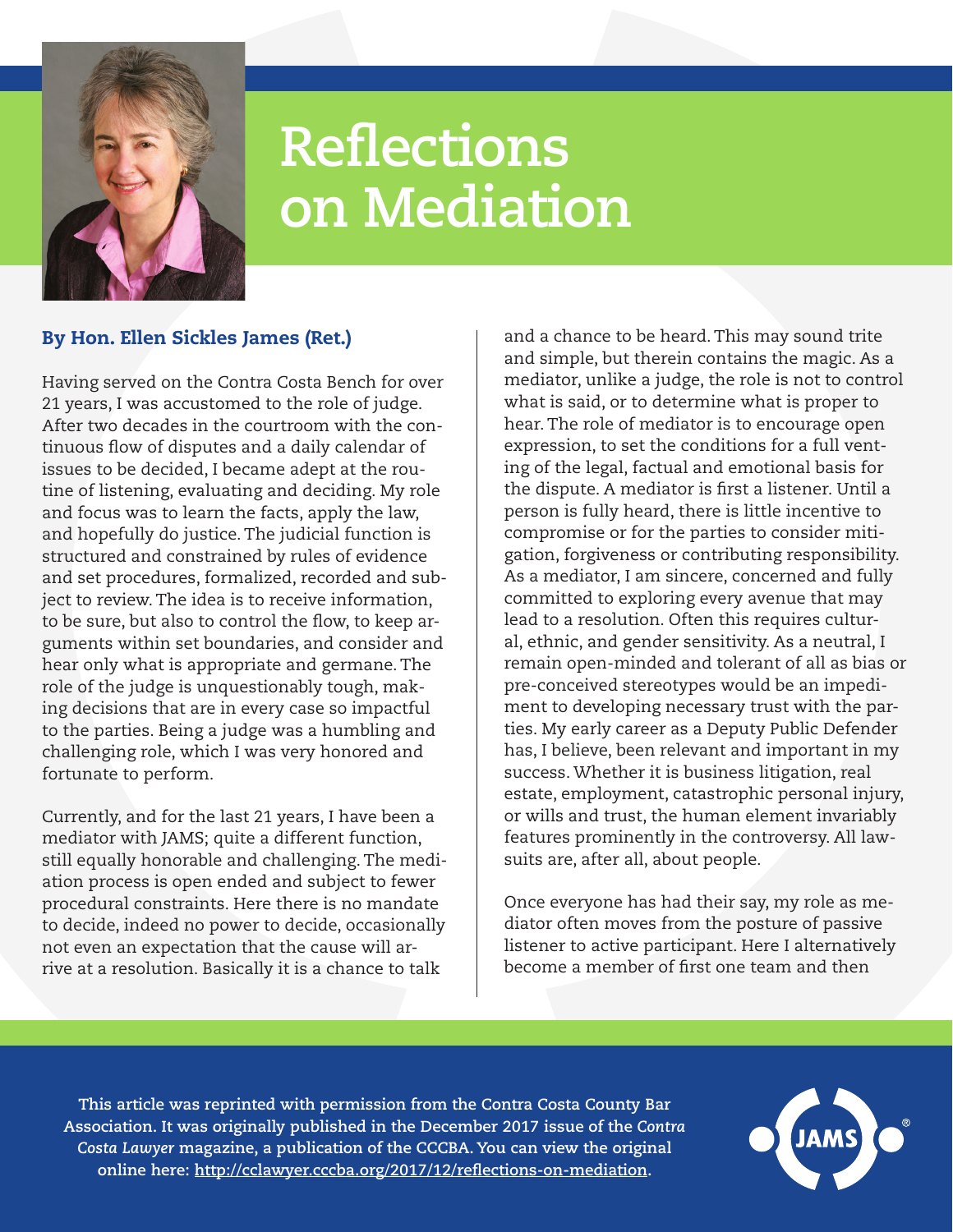# Reflections on Mediation

**By Hon. Ellen Sickles James (Ret.)**

Having served on the Contra Costa Bench for over 21 years, I was accustomed to the role of judge. After two decades in the courtroom with the continuous flow of disputes and a daily calendar of issues to be decided, I became adept at the routine of listening, evaluating and deciding. My role and focus was to learn the facts, apply the law, and hopefully do justice. The judicial function is structured and constrained by rules of evidence and set procedures, formalized, recorded and subject to review. The idea is to receive information, to be sure, but also to control the flow, to keep arguments within set boundaries, and consider and hear only what is appropriate and germane. The role of the judge is unquestionably tough, making decisions that are in every case so impactful to the parties. Being a judge was a humbling and challenging role, which I was very honored and fortunate to perform.

Currently, and for the last 21 years, I have been a mediator with JAMS; quite a different function, still equally honorable and challenging. The mediation process is open ended and subject to fewer procedural constraints. Here there is no mandate to decide, indeed no power to decide, occasionally not even an expectation that the cause will arrive at a resolution. Basically it is a chance to talk and a chance to be heard. This may sound trite and simple, but therein contains the magic. As a mediator, unlike a judge, the role is not to control what is said, or to determine what is proper to hear. The role of mediator is to encourage open expression, to set the conditions for a full venting of the legal, factual and emotional basis for the dispute. A mediator is first a listener. Until a person is fully heard, there is little incentive to compromise or for the parties to consider mitigation, forgiveness or contributing responsibility. As a mediator, I am sincere, concerned and fully committed to exploring every avenue that may lead to a resolution. Often this requires cultural, ethnic, and gender sensitivity. As a neutral, I remain open-minded and tolerant of all as bias or pre-conceived stereotypes would be an impediment to developing necessary trust with the parties. My early career as a Deputy Public Defender has, I believe, been relevant and important in my success. Whether it is business litigation, real estate, employment, catastrophic personal injury, or wills and trust, the human element invariably features prominently in the controversy. All lawsuits are, after all, about people.

Once everyone has had their say, my role as mediator often moves from the posture of passive listener to active participant. Here I alternatively become a member of first one team and then

**This article was reprinted with permission from the Contra Costa County Bar Association. It was originally published in the December 2017 issue of the *Contra Costa Lawyer* magazine, a publication of the CCCBA. You can view the original online here: http://cclawyer.cccba.org/2017/12/reflections-on-mediation.**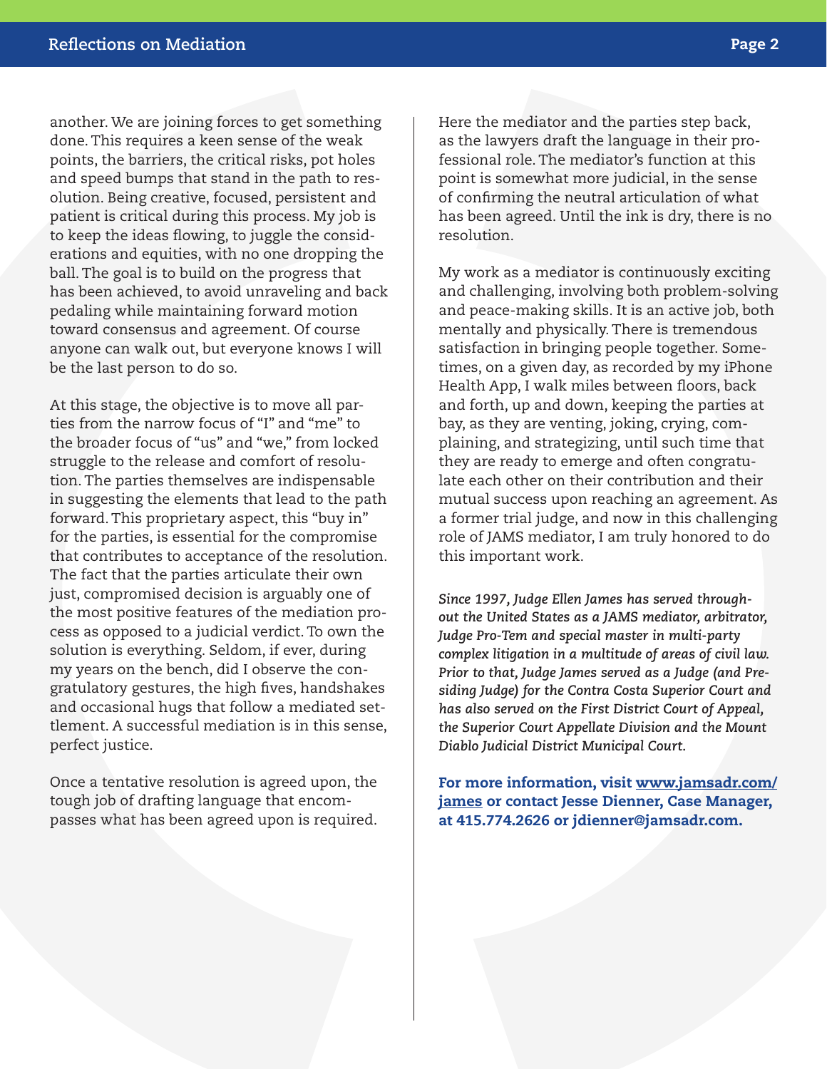another. We are joining forces to get something done. This requires a keen sense of the weak points, the barriers, the critical risks, pot holes and speed bumps that stand in the path to resolution. Being creative, focused, persistent and patient is critical during this process. My job is to keep the ideas flowing, to juggle the considerations and equities, with no one dropping the ball. The goal is to build on the progress that has been achieved, to avoid unraveling and back pedaling while maintaining forward motion toward consensus and agreement. Of course anyone can walk out, but everyone knows I will be the last person to do so.

At this stage, the objective is to move all parties from the narrow focus of "I" and "me" to the broader focus of "us" and "we," from locked struggle to the release and comfort of resolution. The parties themselves are indispensable in suggesting the elements that lead to the path forward. This proprietary aspect, this "buy in" for the parties, is essential for the compromise that contributes to acceptance of the resolution. The fact that the parties articulate their own just, compromised decision is arguably one of the most positive features of the mediation process as opposed to a judicial verdict. To own the solution is everything. Seldom, if ever, during my years on the bench, did I observe the congratulatory gestures, the high fives, handshakes and occasional hugs that follow a mediated settlement. A successful mediation is in this sense, perfect justice.

Once a tentative resolution is agreed upon, the tough job of drafting language that encompasses what has been agreed upon is required. Here the mediator and the parties step back, as the lawyers draft the language in their professional role. The mediator's function at this point is somewhat more judicial, in the sense of confirming the neutral articulation of what has been agreed. Until the ink is dry, there is no resolution.

My work as a mediator is continuously exciting and challenging, involving both problem-solving and peace-making skills. It is an active job, both mentally and physically. There is tremendous satisfaction in bringing people together. Sometimes, on a given day, as recorded by my iPhone Health App, I walk miles between floors, back and forth, up and down, keeping the parties at bay, as they are venting, joking, crying, complaining, and strategizing, until such time that they are ready to emerge and often congratulate each other on their contribution and their mutual success upon reaching an agreement. As a former trial judge, and now in this challenging role of JAMS mediator, I am truly honored to do this important work.

***Since 1997, Judge Ellen James has served throughout the United States as a JAMS mediator, arbitrator, Judge Pro-Tem and special master in multi-party complex litigation in a multitude of areas of civil law. Prior to that, Judge James served as a Judge (and Presiding Judge) for the Contra Costa Superior Court and has also served on the First District Court of Appeal, the Superior Court Appellate Division and the Mount Diablo Judicial District Municipal Court.***

**For more information, visit www.jamsadr.com/james or contact Jesse Dienner, Case Manager, at 415.774.2626 or jdienner@jamsadr.com.**